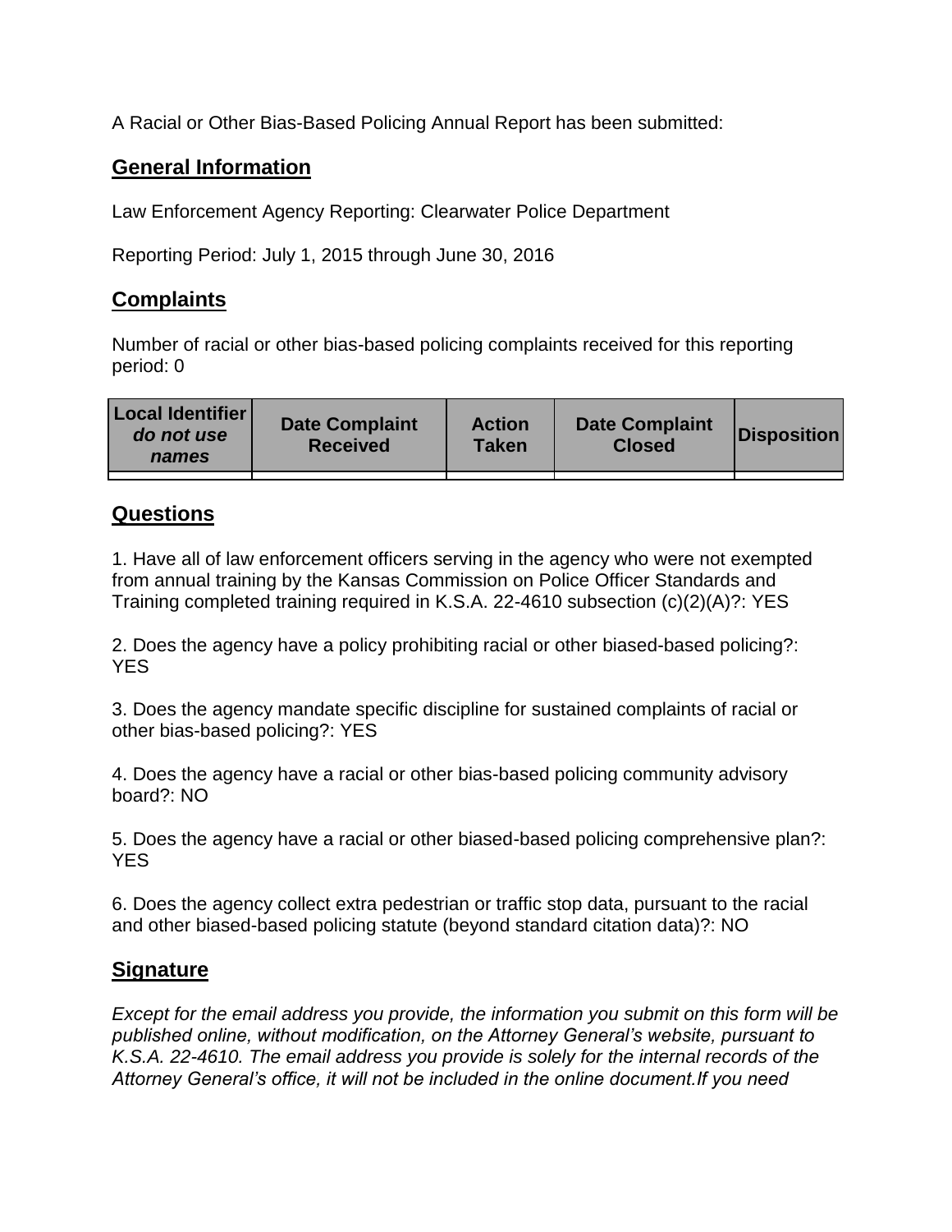A Racial or Other Bias-Based Policing Annual Report has been submitted:

## General Information

Law Enforcement Agency Reporting: Clearwater Police Department

Reporting Period: July 1, 2015 through June 30, 2016

## Complaints

Number of racial or other bias-based policing complaints received for this reporting period: 0

| Local Identifier *do not use names* | Date Complaint Received | Action Taken | Date Complaint Closed | Disposition |
|---|---|---|---|---|
| | | | | |

## Questions

1. Have all of law enforcement officers serving in the agency who were not exempted from annual training by the Kansas Commission on Police Officer Standards and Training completed training required in K.S.A. 22-4610 subsection (c)(2)(A)?: YES

2. Does the agency have a policy prohibiting racial or other biased-based policing?: YES

3. Does the agency mandate specific discipline for sustained complaints of racial or other bias-based policing?: YES

4. Does the agency have a racial or other bias-based policing community advisory board?: NO

5. Does the agency have a racial or other biased-based policing comprehensive plan?: YES

6. Does the agency collect extra pedestrian or traffic stop data, pursuant to the racial and other biased-based policing statute (beyond standard citation data)?: NO

## Signature

*Except for the email address you provide, the information you submit on this form will be published online, without modification, on the Attorney General's website, pursuant to K.S.A. 22-4610. The email address you provide is solely for the internal records of the Attorney General's office, it will not be included in the online document.If you need*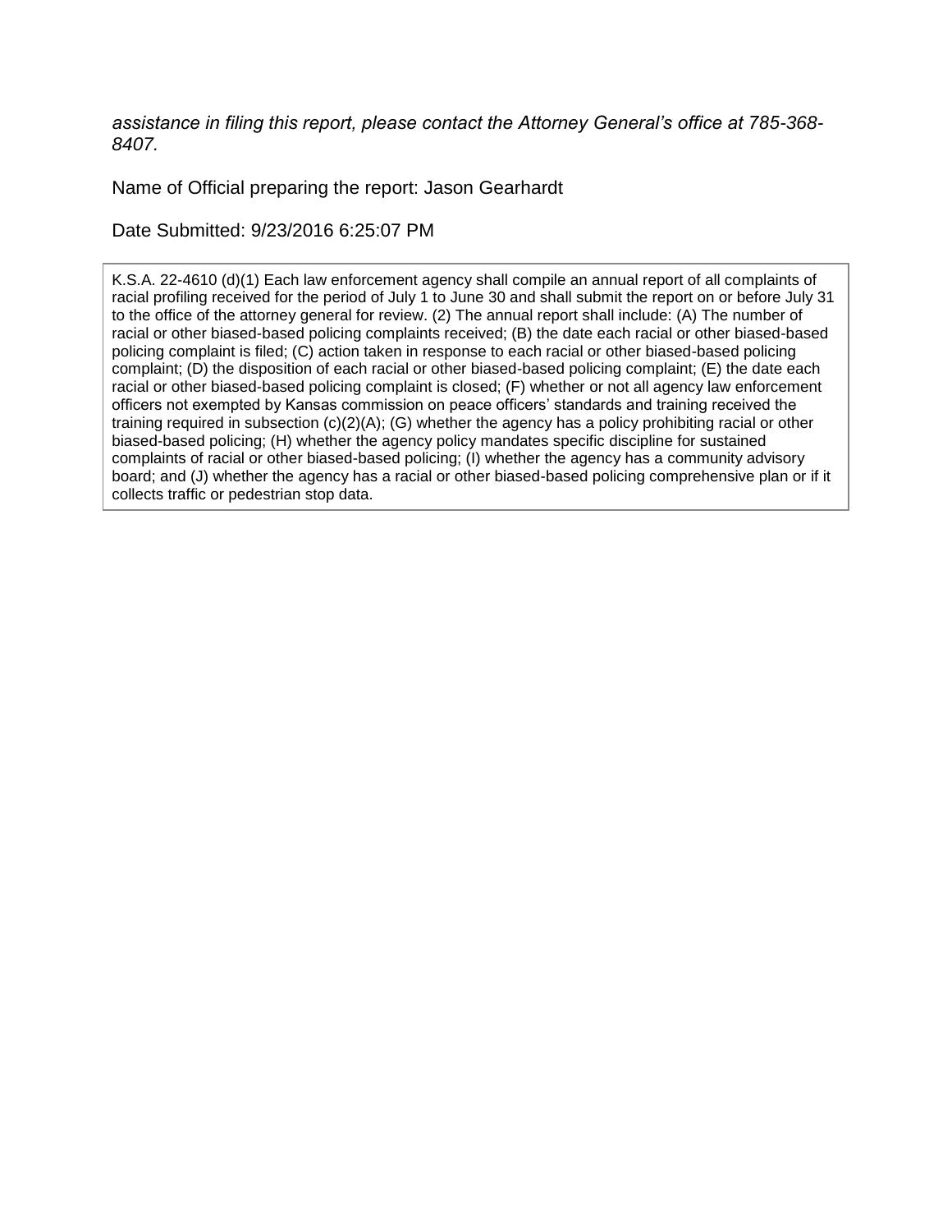*assistance in filing this report, please contact the Attorney General's office at 785-368-8407.*

Name of Official preparing the report: Jason Gearhardt

Date Submitted: 9/23/2016 6:25:07 PM

K.S.A. 22-4610 (d)(1) Each law enforcement agency shall compile an annual report of all complaints of racial profiling received for the period of July 1 to June 30 and shall submit the report on or before July 31 to the office of the attorney general for review. (2) The annual report shall include: (A) The number of racial or other biased-based policing complaints received; (B) the date each racial or other biased-based policing complaint is filed; (C) action taken in response to each racial or other biased-based policing complaint; (D) the disposition of each racial or other biased-based policing complaint; (E) the date each racial or other biased-based policing complaint is closed; (F) whether or not all agency law enforcement officers not exempted by Kansas commission on peace officers' standards and training received the training required in subsection (c)(2)(A); (G) whether the agency has a policy prohibiting racial or other biased-based policing; (H) whether the agency policy mandates specific discipline for sustained complaints of racial or other biased-based policing; (I) whether the agency has a community advisory board; and (J) whether the agency has a racial or other biased-based policing comprehensive plan or if it collects traffic or pedestrian stop data.